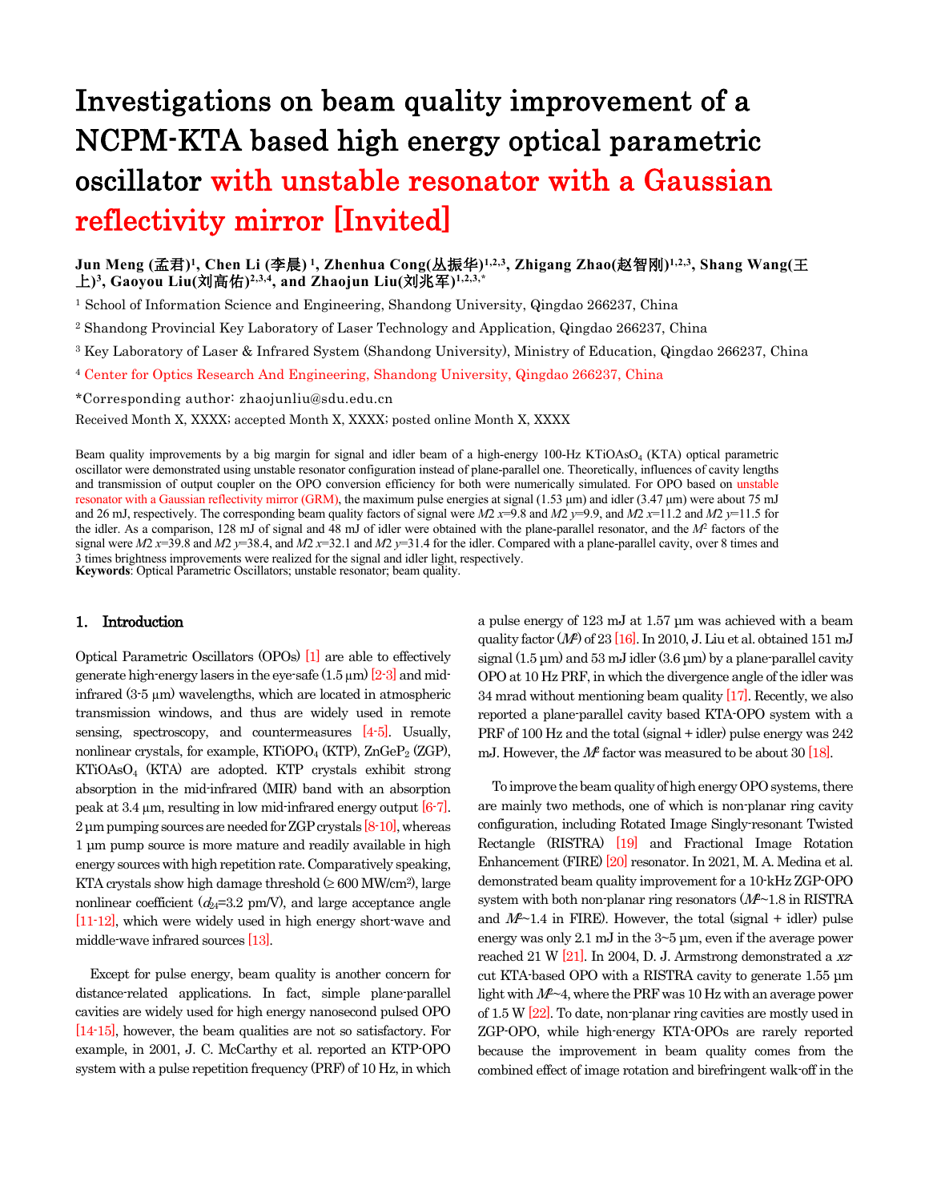# Investigations on beam quality improvement of a NCPM-KTA based high energy optical parametric oscillator with unstable resonator with a Gaussian reflectivity mirror [Invited]

**Jun Meng (孟君)[1], Chen Li (李晨) [1], Zhenhua Cong(丛振华)[1,2,3], Zhigang Zhao(赵智刚)[1,2,3], Shang Wang(王上)[3], Gaoyou Liu(刘高佑)[2,3,4], and Zhaojun Liu(刘兆军)[1,2,3,*]**

[1] School of Information Science and Engineering, Shandong University, Qingdao 266237, China

[2] Shandong Provincial Key Laboratory of Laser Technology and Application, Qingdao 266237, China

[3] Key Laboratory of Laser & Infrared System (Shandong University), Ministry of Education, Qingdao 266237, China

[4] Center for Optics Research And Engineering, Shandong University, Qingdao 266237, China

*Corresponding author: zhaojunliu@sdu.edu.cn

Received Month X, XXXX; accepted Month X, XXXX; posted online Month X, XXXX

Beam quality improvements by a big margin for signal and idler beam of a high-energy 100-Hz $KTiOAsO_4$ (KTA) optical parametric oscillator were demonstrated using unstable resonator configuration instead of plane-parallel one. Theoretically, influences of cavity lengths and transmission of output coupler on the OPO conversion efficiency for both were numerically simulated. For OPO based on unstable resonator with a Gaussian reflectivity mirror (GRM), the maximum pulse energies at signal (1.53 μm) and idler (3.47 μm) were about 75 mJ and 26 mJ, respectively. The corresponding beam quality factors of signal were $M2\ x$=9.8 and $M2\ y$=9.9, and $M2\ x$=11.2 and $M2\ y$=11.5 for the idler. As a comparison, 128 mJ of signal and 48 mJ of idler were obtained with the plane-parallel resonator, and the $M^2$ factors of the signal were $M2\ x$=39.8 and $M2\ y$=38.4, and $M2\ x$=32.1 and $M2\ y$=31.4 for the idler. Compared with a plane-parallel cavity, over 8 times and 3 times brightness improvements were realized for the signal and idler light, respectively.

**Keywords**: Optical Parametric Oscillators; unstable resonator; beam quality.

## 1. Introduction

Optical Parametric Oscillators (OPOs) [1] are able to effectively generate high-energy lasers in the eye-safe (1.5 μm) [2-3] and mid-infrared (3-5 μm) wavelengths, which are located in atmospheric transmission windows, and thus are widely used in remote sensing, spectroscopy, and countermeasures [4-5]. Usually, nonlinear crystals, for example, $KTiOPO_4$ (KTP), $ZnGeP_2$ (ZGP), $KTiOAsO_4$ (KTA) are adopted. KTP crystals exhibit strong absorption in the mid-infrared (MIR) band with an absorption peak at 3.4 μm, resulting in low mid-infrared energy output [6-7]. 2 μm pumping sources are needed for ZGP crystals [8-10], whereas 1 μm pump source is more mature and readily available in high energy sources with high repetition rate. Comparatively speaking, KTA crystals show high damage threshold (≥ 600 MW/cm²), large nonlinear coefficient ($d_{24}$=3.2 pm/V), and large acceptance angle [11-12], which were widely used in high energy short-wave and middle-wave infrared sources [13].

Except for pulse energy, beam quality is another concern for distance-related applications. In fact, simple plane-parallel cavities are widely used for high energy nanosecond pulsed OPO [14-15], however, the beam qualities are not so satisfactory. For example, in 2001, J. C. McCarthy et al. reported an KTP-OPO system with a pulse repetition frequency (PRF) of 10 Hz, in which a pulse energy of 123 mJ at 1.57 μm was achieved with a beam quality factor ($M^2$) of 23 [16]. In 2010, J. Liu et al. obtained 151 mJ signal (1.5 μm) and 53 mJ idler (3.6 μm) by a plane-parallel cavity OPO at 10 Hz PRF, in which the divergence angle of the idler was 34 mrad without mentioning beam quality [17]. Recently, we also reported a plane-parallel cavity based KTA-OPO system with a PRF of 100 Hz and the total (signal + idler) pulse energy was 242 mJ. However, the $M^2$ factor was measured to be about 30 [18].

To improve the beam quality of high energy OPO systems, there are mainly two methods, one of which is non-planar ring cavity configuration, including Rotated Image Singly-resonant Twisted Rectangle (RISTRA) [19] and Fractional Image Rotation Enhancement (FIRE) [20] resonator. In 2021, M. A. Medina et al. demonstrated beam quality improvement for a 10-kHz ZGP-OPO system with both non-planar ring resonators ($M^2$~1.8 in RISTRA and $M^2$~1.4 in FIRE). However, the total (signal + idler) pulse energy was only 2.1 mJ in the 3~5 μm, even if the average power reached 21 W [21]. In 2004, D. J. Armstrong demonstrated a *xz*-cut KTA-based OPO with a RISTRA cavity to generate 1.55 μm light with $M^2$~4, where the PRF was 10 Hz with an average power of 1.5 W [22]. To date, non-planar ring cavities are mostly used in ZGP-OPO, while high-energy KTA-OPOs are rarely reported because the improvement in beam quality comes from the combined effect of image rotation and birefringent walk-off in the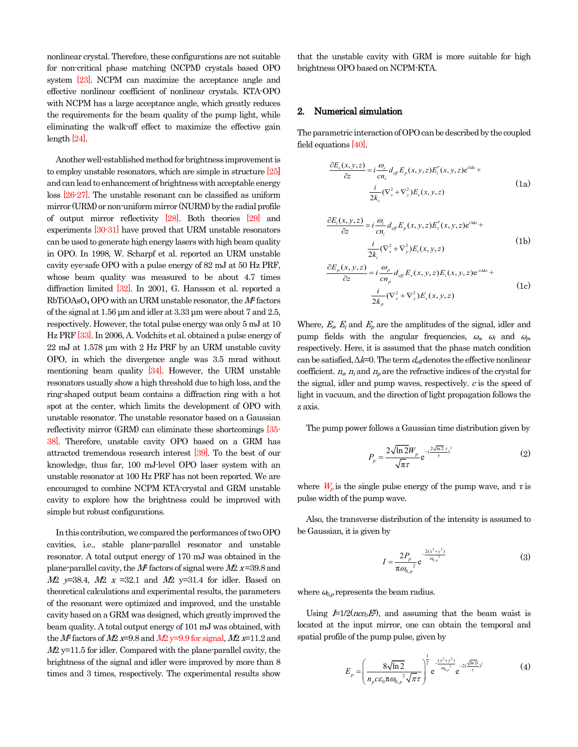nonlinear crystal. Therefore, these configurations are not suitable for non-critical phase matching (NCPM) crystals based OPO system [23]. NCPM can maximize the acceptance angle and effective nonlinear coefficient of nonlinear crystals. KTA-OPO with NCPM has a large acceptance angle, which greatly reduces the requirements for the beam quality of the pump light, while eliminating the walk-off effect to maximize the effective gain length [24].

Another well-established method for brightness improvement is to employ unstable resonators, which are simple in structure [25] and can lead to enhancement of brightness with acceptable energy loss [26-27]. The unstable resonant can be classified as uniform mirror (URM) or non-uniform mirror (NURM) by the radial profile of output mirror reflectivity [28]. Both theories [29] and experiments [30-31] have proved that URM unstable resonators can be used to generate high energy lasers with high beam quality in OPO. In 1998, W. Scharpf et al. reported an URM unstable cavity eye-safe OPO with a pulse energy of 82 mJ at 50 Hz PRF, whose beam quality was measured to be about 4.7 times diffraction limited [32]. In 2001, G. Hansson et al. reported a $RbTiOAsO_4$ OPO with an URM unstable resonator, the $M^2$ factors of the signal at 1.56 μm and idler at 3.33 μm were about 7 and 2.5, respectively. However, the total pulse energy was only 5 mJ at 10 Hz PRF [33]. In 2006, A. Vodchits et al. obtained a pulse energy of 22 mJ at 1.578 μm with 2 Hz PRF by an URM unstable cavity OPO, in which the divergence angle was 3.5 mrad without mentioning beam quality [34]. However, the URM unstable resonators usually show a high threshold due to high loss, and the ring-shaped output beam contains a diffraction ring with a hot spot at the center, which limits the development of OPO with unstable resonator. The unstable resonator based on a Gaussian reflectivity mirror (GRM) can eliminate these shortcomings [35-38]. Therefore, unstable cavity OPO based on a GRM has attracted tremendous research interest [39]. To the best of our knowledge, thus far, 100 mJ-level OPO laser system with an unstable resonator at 100 Hz PRF has not been reported. We are encouraged to combine NCPM KTA-crystal and GRM unstable cavity to explore how the brightness could be improved with simple but robust configurations.

In this contribution, we compared the performances of two OPO cavities, i.e., stable plane-parallel resonator and unstable resonator. A total output energy of 170 mJ was obtained in the plane-parallel cavity, the $M^2$ factors of signal were $M^2_x$=39.8 and $M^2_y$=38.4, $M^2_x$=32.1 and $M^2_y$=31.4 for idler. Based on theoretical calculations and experimental results, the parameters of the resonant were optimized and improved, and the unstable cavity based on a GRM was designed, which greatly improved the beam quality. A total output energy of 101 mJ was obtained, with the $M^2$ factors of $M^2_x$=9.8 and $M^2_y$=9.9 for signal, $M^2_x$=11.2 and $M^2_y$=11.5 for idler. Compared with the plane-parallel cavity, the brightness of the signal and idler were improved by more than 8 times and 3 times, respectively. The experimental results show that the unstable cavity with GRM is more suitable for high brightness OPO based on NCPM-KTA.

## 2. Numerical simulation

The parametric interaction of OPO can be described by the coupled field equations [40].

$$\frac{\partial E_s(x,y,z)}{\partial z} = i\frac{\omega_s}{cn_s}d_{eff}E_p(x,y,z)E_i^*(x,y,z)e^{i\Delta kz} + \frac{i}{2k_s}(\nabla_x^2+\nabla_y^2)E_s(x,y,z) \tag{1a}$$

$$\frac{\partial E_i(x,y,z)}{\partial z} = i\frac{\omega_i}{cn_i}d_{eff}E_p(x,y,z)E_s^*(x,y,z)e^{i\Delta kz} + \frac{i}{2k_i}(\nabla_x^2+\nabla_y^2)E_i(x,y,z) \tag{1b}$$

$$\frac{\partial E_p(x,y,z)}{\partial z} = i\frac{\omega_p}{cn_p}d_{eff}E_s(x,y,z)E_i(x,y,z)e^{-i\Delta kz} + \frac{i}{2k_p}(\nabla_x^2+\nabla_y^2)E_s(x,y,z) \tag{1c}$$

Where, $E_s$, $E_i$ and $E_p$ are the amplitudes of the signal, idler and pump fields with the angular frequencies, $\omega_s$, $\omega_i$ and $\omega_p$, respectively. Here, it is assumed that the phase match condition can be satisfied, $\Delta k$=0. The term $d_{eff}$ denotes the effective nonlinear coefficient. $n_s$, $n_i$ and $n_p$ are the refractive indices of the crystal for the signal, idler and pump waves, respectively. $c$ is the speed of light in vacuum, and the direction of light propagation follows the z axis.

The pump power follows a Gaussian time distribution given by

$$P_p = \frac{2\sqrt{\ln 2}W_p}{\sqrt{\pi}\tau}e^{-(\frac{2\sqrt{\ln 2}\,t}{\tau})^2} \tag{2}$$

where $W_p$ is the single pulse energy of the pump wave, and $\tau$ is pulse width of the pump wave.

Also, the transverse distribution of the intensity is assumed to be Gaussian, it is given by

$$I = \frac{2P_p}{\pi\omega_{0,p}^2}e^{-\frac{2(x^2+y^2)}{\omega_{0,p}^2}} \tag{3}$$

where $\omega_{0,p}$ represents the beam radius.

Using $I$=1/2($nc\varepsilon_0E^2$), and assuming that the beam waist is located at the input mirror, one can obtain the temporal and spatial profile of the pump pulse, given by

$$E_p = \left(\frac{8\sqrt{\ln 2}}{n_pc\varepsilon_0\pi\omega_{0,p}^2\sqrt{\pi}\tau}\right)^{\frac{1}{2}}e^{-\frac{(x^2+y^2)}{\omega_{0,p}^2}}e^{-2(\frac{\sqrt{\ln 2}t}{\tau})^2} \tag{4}$$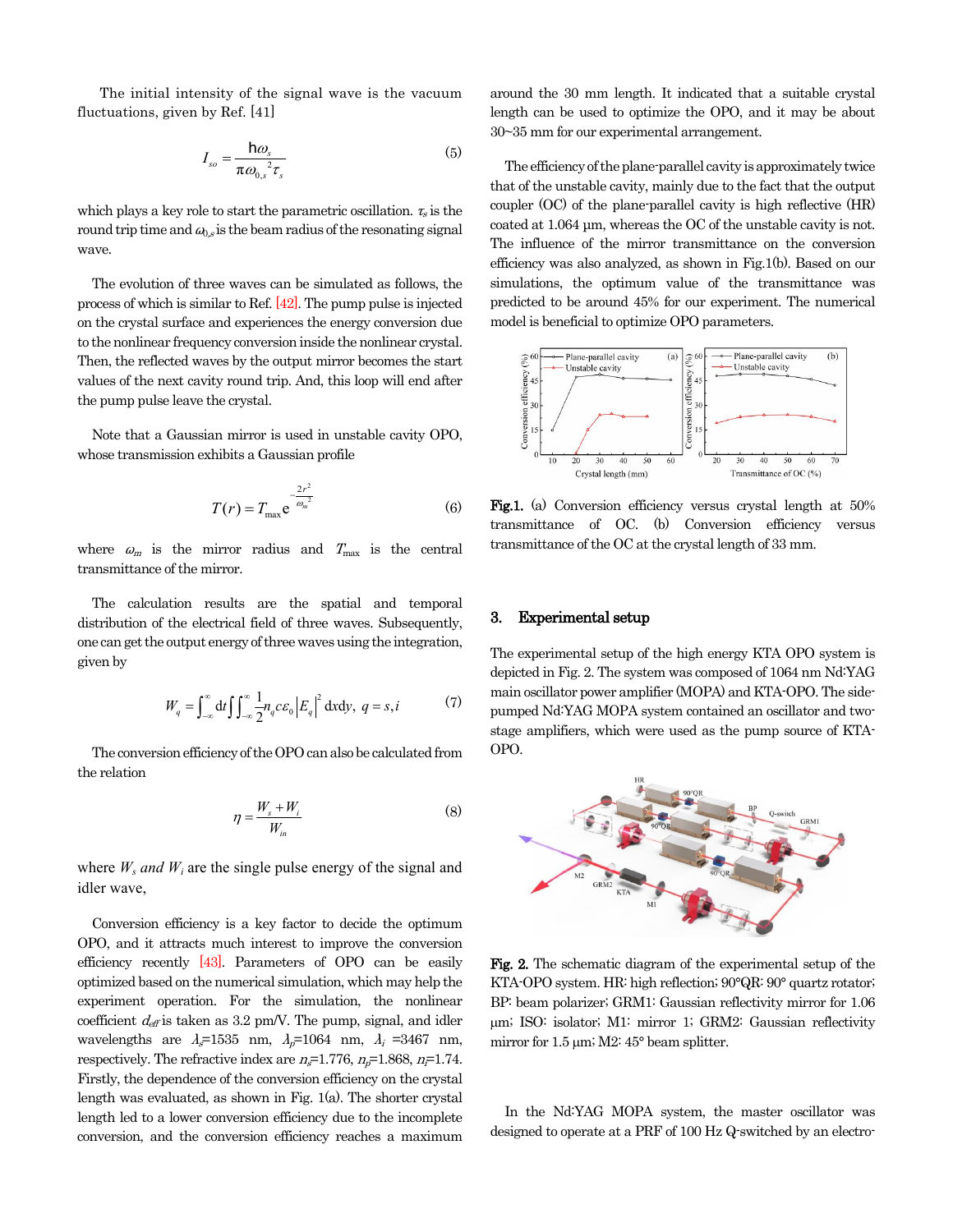The initial intensity of the signal wave is the vacuum fluctuations, given by Ref. [41]

$$I_{so} = \frac{\hbar\omega_s}{\pi\omega_{0,s}^{\ 2}\tau_s} \tag{5}$$

which plays a key role to start the parametric oscillation. $\tau_s$ is the round trip time and $\omega_{0,s}$ is the beam radius of the resonating signal wave.

The evolution of three waves can be simulated as follows, the process of which is similar to Ref. [42]. The pump pulse is injected on the crystal surface and experiences the energy conversion due to the nonlinear frequency conversion inside the nonlinear crystal. Then, the reflected waves by the output mirror becomes the start values of the next cavity round trip. And, this loop will end after the pump pulse leave the crystal.

Note that a Gaussian mirror is used in unstable cavity OPO, whose transmission exhibits a Gaussian profile

$$T(r) = T_{\max} e^{-\frac{2r^2}{\omega_m^{\ 2}}} \tag{6}$$

where $\omega_m$ is the mirror radius and $T_{\max}$ is the central transmittance of the mirror.

The calculation results are the spatial and temporal distribution of the electrical field of three waves. Subsequently, one can get the output energy of three waves using the integration, given by

$$W_q = \int_{-\infty}^{\infty} \mathrm{d}t \iint_{-\infty}^{\infty} \frac{1}{2} n_q c \varepsilon_0 \left|E_q\right|^2 \mathrm{d}x\mathrm{d}y,\ q = s, i \tag{7}$$

The conversion efficiency of the OPO can also be calculated from the relation

$$\eta = \frac{W_s + W_i}{W_{in}} \tag{8}$$

where $W_s$ *and* $W_i$ are the single pulse energy of the signal and idler wave,

Conversion efficiency is a key factor to decide the optimum OPO, and it attracts much interest to improve the conversion efficiency recently [43]. Parameters of OPO can be easily optimized based on the numerical simulation, which may help the experiment operation. For the simulation, the nonlinear coefficient $d_{eff}$ is taken as 3.2 pm/V. The pump, signal, and idler wavelengths are $\lambda_s$=1535 nm, $\lambda_p$=1064 nm, $\lambda_i$ =3467 nm, respectively. The refractive index are $n_s$=1.776, $n_p$=1.868, $n_i$=1.74. Firstly, the dependence of the conversion efficiency on the crystal length was evaluated, as shown in Fig. 1(a). The shorter crystal length led to a lower conversion efficiency due to the incomplete conversion, and the conversion efficiency reaches a maximum around the 30 mm length. It indicated that a suitable crystal length can be used to optimize the OPO, and it may be about 30~35 mm for our experimental arrangement.

The efficiency of the plane-parallel cavity is approximately twice that of the unstable cavity, mainly due to the fact that the output coupler (OC) of the plane-parallel cavity is high reflective (HR) coated at 1.064 μm, whereas the OC of the unstable cavity is not. The influence of the mirror transmittance on the conversion efficiency was also analyzed, as shown in Fig.1(b). Based on our simulations, the optimum value of the transmittance was predicted to be around 45% for our experiment. The numerical model is beneficial to optimize OPO parameters.

**Fig.1.** (a) Conversion efficiency versus crystal length at 50% transmittance of OC. (b) Conversion efficiency versus transmittance of the OC at the crystal length of 33 mm.

## 3. Experimental setup

The experimental setup of the high energy KTA OPO system is depicted in Fig. 2. The system was composed of 1064 nm Nd:YAG main oscillator power amplifier (MOPA) and KTA-OPO. The side-pumped Nd:YAG MOPA system contained an oscillator and two-stage amplifiers, which were used as the pump source of KTA-OPO.

**Fig. 2.** The schematic diagram of the experimental setup of the KTA-OPO system. HR: high reflection; 90°QR: 90° quartz rotator; BP: beam polarizer; GRM1: Gaussian reflectivity mirror for 1.06 μm; ISO: isolator; M1: mirror 1; GRM2: Gaussian reflectivity mirror for 1.5 μm; M2: 45° beam splitter.

In the Nd:YAG MOPA system, the master oscillator was designed to operate at a PRF of 100 Hz Q-switched by an electro-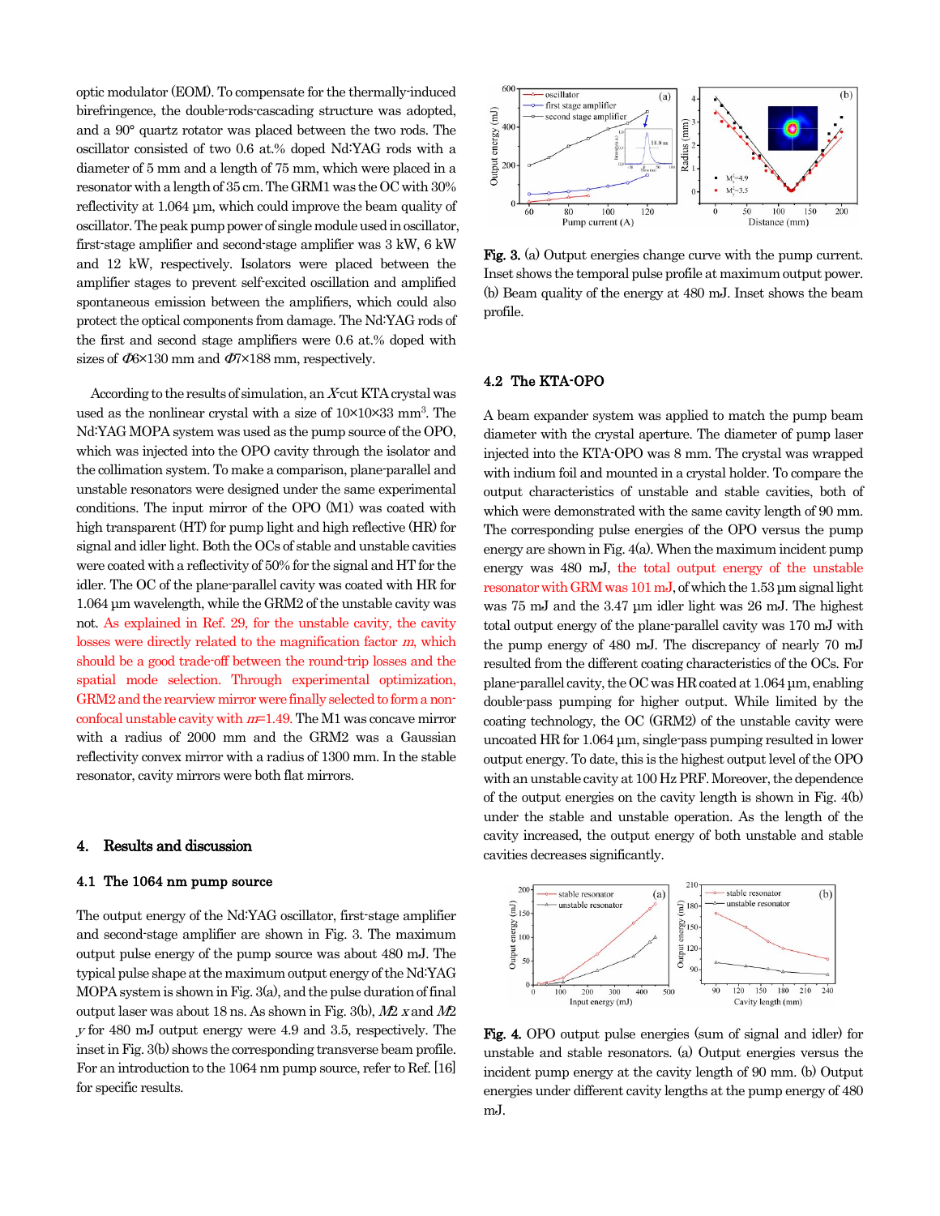optic modulator (EOM). To compensate for the thermally-induced birefringence, the double-rods-cascading structure was adopted, and a 90° quartz rotator was placed between the two rods. The oscillator consisted of two 0.6 at.% doped Nd:YAG rods with a diameter of 5 mm and a length of 75 mm, which were placed in a resonator with a length of 35 cm. The GRM1 was the OC with 30% reflectivity at 1.064 μm, which could improve the beam quality of oscillator. The peak pump power of single module used in oscillator, first-stage amplifier and second-stage amplifier was 3 kW, 6 kW and 12 kW, respectively. Isolators were placed between the amplifier stages to prevent self-excited oscillation and amplified spontaneous emission between the amplifiers, which could also protect the optical components from damage. The Nd:YAG rods of the first and second stage amplifiers were 0.6 at.% doped with sizes of Φ6×130 mm and Φ7×188 mm, respectively.

According to the results of simulation, an *X*-cut KTA crystal was used as the nonlinear crystal with a size of 10×10×33 mm$^3$. The Nd:YAG MOPA system was used as the pump source of the OPO, which was injected into the OPO cavity through the isolator and the collimation system. To make a comparison, plane-parallel and unstable resonators were designed under the same experimental conditions. The input mirror of the OPO (M1) was coated with high transparent (HT) for pump light and high reflective (HR) for signal and idler light. Both the OCs of stable and unstable cavities were coated with a reflectivity of 50% for the signal and HT for the idler. The OC of the plane-parallel cavity was coated with HR for 1.064 μm wavelength, while the GRM2 of the unstable cavity was not. As explained in Ref. 29, for the unstable cavity, the cavity losses were directly related to the magnification factor *m*, which should be a good trade-off between the round-trip losses and the spatial mode selection. Through experimental optimization, GRM2 and the rearview mirror were finally selected to form a non-confocal unstable cavity with *m*=1.49. The M1 was concave mirror with a radius of 2000 mm and the GRM2 was a Gaussian reflectivity convex mirror with a radius of 1300 mm. In the stable resonator, cavity mirrors were both flat mirrors.

## 4. Results and discussion

### 4.1 The 1064 nm pump source

The output energy of the Nd:YAG oscillator, first-stage amplifier and second-stage amplifier are shown in Fig. 3. The maximum output pulse energy of the pump source was about 480 mJ. The typical pulse shape at the maximum output energy of the Nd:YAG MOPA system is shown in Fig. 3(a), and the pulse duration of final output laser was about 18 ns. As shown in Fig. 3(b), $M^2$ *x* and $M^2$ *y* for 480 mJ output energy were 4.9 and 3.5, respectively. The inset in Fig. 3(b) shows the corresponding transverse beam profile. For an introduction to the 1064 nm pump source, refer to Ref. [16] for specific results.

**Fig. 3.** (a) Output energies change curve with the pump current. Inset shows the temporal pulse profile at maximum output power. (b) Beam quality of the energy at 480 mJ. Inset shows the beam profile.

### 4.2 The KTA-OPO

A beam expander system was applied to match the pump beam diameter with the crystal aperture. The diameter of pump laser injected into the KTA-OPO was 8 mm. The crystal was wrapped with indium foil and mounted in a crystal holder. To compare the output characteristics of unstable and stable cavities, both of which were demonstrated with the same cavity length of 90 mm. The corresponding pulse energies of the OPO versus the pump energy are shown in Fig. 4(a). When the maximum incident pump energy was 480 mJ, the total output energy of the unstable resonator with GRM was 101 mJ, of which the 1.53 μm signal light was 75 mJ and the 3.47 μm idler light was 26 mJ. The highest total output energy of the plane-parallel cavity was 170 mJ with the pump energy of 480 mJ. The discrepancy of nearly 70 mJ resulted from the different coating characteristics of the OCs. For plane-parallel cavity, the OC was HR coated at 1.064 μm, enabling double-pass pumping for higher output. While limited by the coating technology, the OC (GRM2) of the unstable cavity were uncoated HR for 1.064 μm, single-pass pumping resulted in lower output energy. To date, this is the highest output level of the OPO with an unstable cavity at 100 Hz PRF. Moreover, the dependence of the output energies on the cavity length is shown in Fig. 4(b) under the stable and unstable operation. As the length of the cavity increased, the output energy of both unstable and stable cavities decreases significantly.

**Fig. 4.** OPO output pulse energies (sum of signal and idler) for unstable and stable resonators. (a) Output energies versus the incident pump energy at the cavity length of 90 mm. (b) Output energies under different cavity lengths at the pump energy of 480 mJ.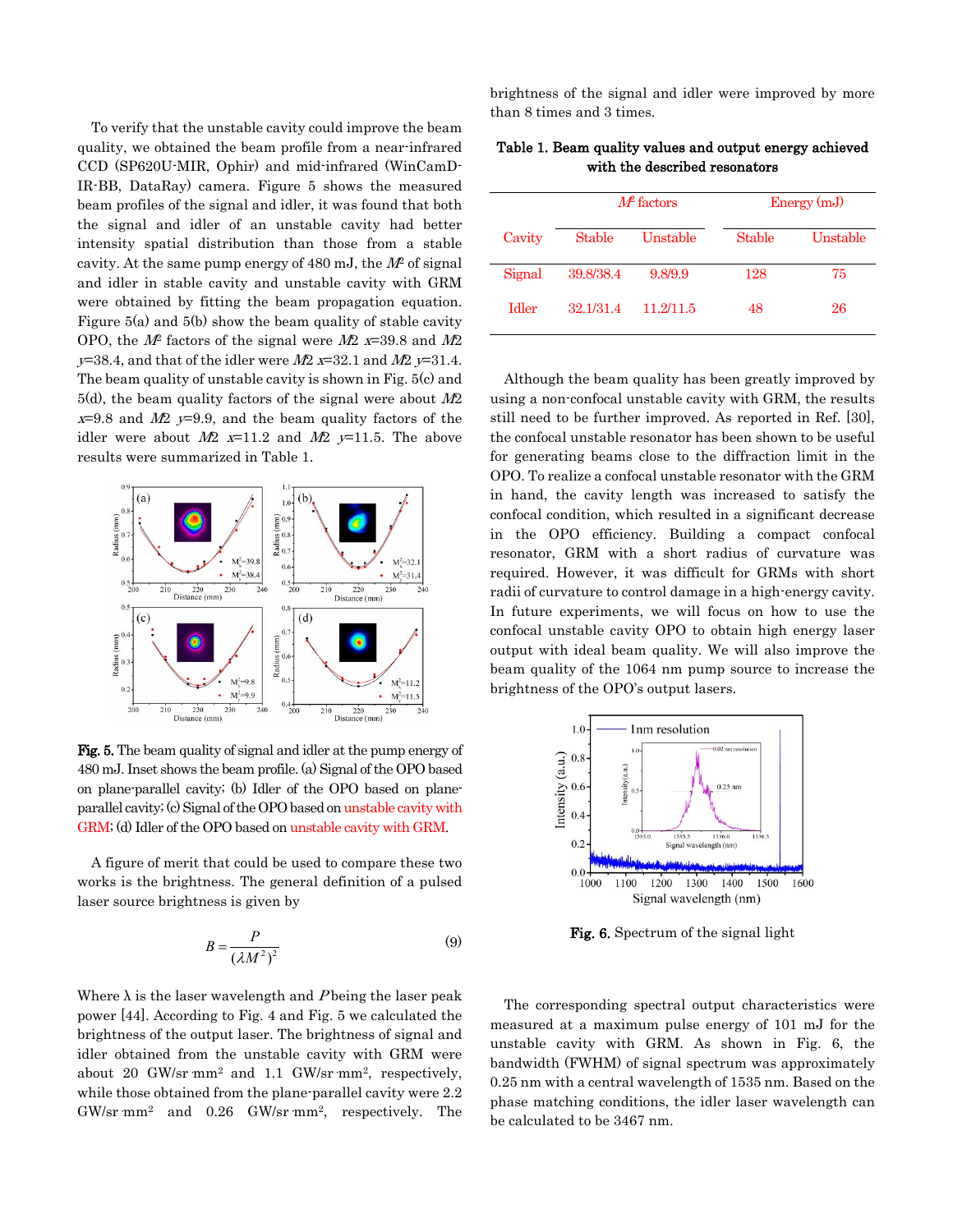To verify that the unstable cavity could improve the beam quality, we obtained the beam profile from a near-infrared CCD (SP620U-MIR, Ophir) and mid-infrared (WinCamD-IR-BB, DataRay) camera. Figure 5 shows the measured beam profiles of the signal and idler, it was found that both the signal and idler of an unstable cavity had better intensity spatial distribution than those from a stable cavity. At the same pump energy of 480 mJ, the $M^2$ of signal and idler in stable cavity and unstable cavity with GRM were obtained by fitting the beam propagation equation. Figure 5(a) and 5(b) show the beam quality of stable cavity OPO, the $M^2$ factors of the signal were $M^2_x$=39.8 and $M^2_y$=38.4, and that of the idler were $M^2_x$=32.1 and $M^2_y$=31.4. The beam quality of unstable cavity is shown in Fig. 5(c) and 5(d), the beam quality factors of the signal were about $M^2_x$=9.8 and $M^2_y$=9.9, and the beam quality factors of the idler were about $M^2_x$=11.2 and $M^2_y$=11.5. The above results were summarized in Table 1.

**Fig. 5.** The beam quality of signal and idler at the pump energy of 480 mJ. Inset shows the beam profile. (a) Signal of the OPO based on plane-parallel cavity; (b) Idler of the OPO based on plane-parallel cavity; (c) Signal of the OPO based on unstable cavity with GRM; (d) Idler of the OPO based on unstable cavity with GRM.

A figure of merit that could be used to compare these two works is the brightness. The general definition of a pulsed laser source brightness is given by

$$B = \frac{P}{(\lambda M^2)^2} \tag{9}$$

Where λ is the laser wavelength and $P$ being the laser peak power [44]. According to Fig. 4 and Fig. 5 we calculated the brightness of the output laser. The brightness of signal and idler obtained from the unstable cavity with GRM were about 20 GW/sr·mm² and 1.1 GW/sr·mm², respectively, while those obtained from the plane-parallel cavity were 2.2 GW/sr·mm² and 0.26 GW/sr·mm², respectively. The brightness of the signal and idler were improved by more than 8 times and 3 times.

**Table 1. Beam quality values and output energy achieved with the described resonators**

| Cavity | $M^2$ factors | | Energy (mJ) | |
|---|---|---|---|---|
| | Stable | Unstable | Stable | Unstable |
| Signal | 39.8/38.4 | 9.8/9.9 | 128 | 75 |
| Idler | 32.1/31.4 | 11.2/11.5 | 48 | 26 |

Although the beam quality has been greatly improved by using a non-confocal unstable cavity with GRM, the results still need to be further improved. As reported in Ref. [30], the confocal unstable resonator has been shown to be useful for generating beams close to the diffraction limit in the OPO. To realize a confocal unstable resonator with the GRM in hand, the cavity length was increased to satisfy the confocal condition, which resulted in a significant decrease in the OPO efficiency. Building a compact confocal resonator, GRM with a short radius of curvature was required. However, it was difficult for GRMs with short radii of curvature to control damage in a high-energy cavity. In future experiments, we will focus on how to use the confocal unstable cavity OPO to obtain high energy laser output with ideal beam quality. We will also improve the beam quality of the 1064 nm pump source to increase the brightness of the OPO's output lasers.

**Fig. 6.** Spectrum of the signal light

The corresponding spectral output characteristics were measured at a maximum pulse energy of 101 mJ for the unstable cavity with GRM. As shown in Fig. 6, the bandwidth (FWHM) of signal spectrum was approximately 0.25 nm with a central wavelength of 1535 nm. Based on the phase matching conditions, the idler laser wavelength can be calculated to be 3467 nm.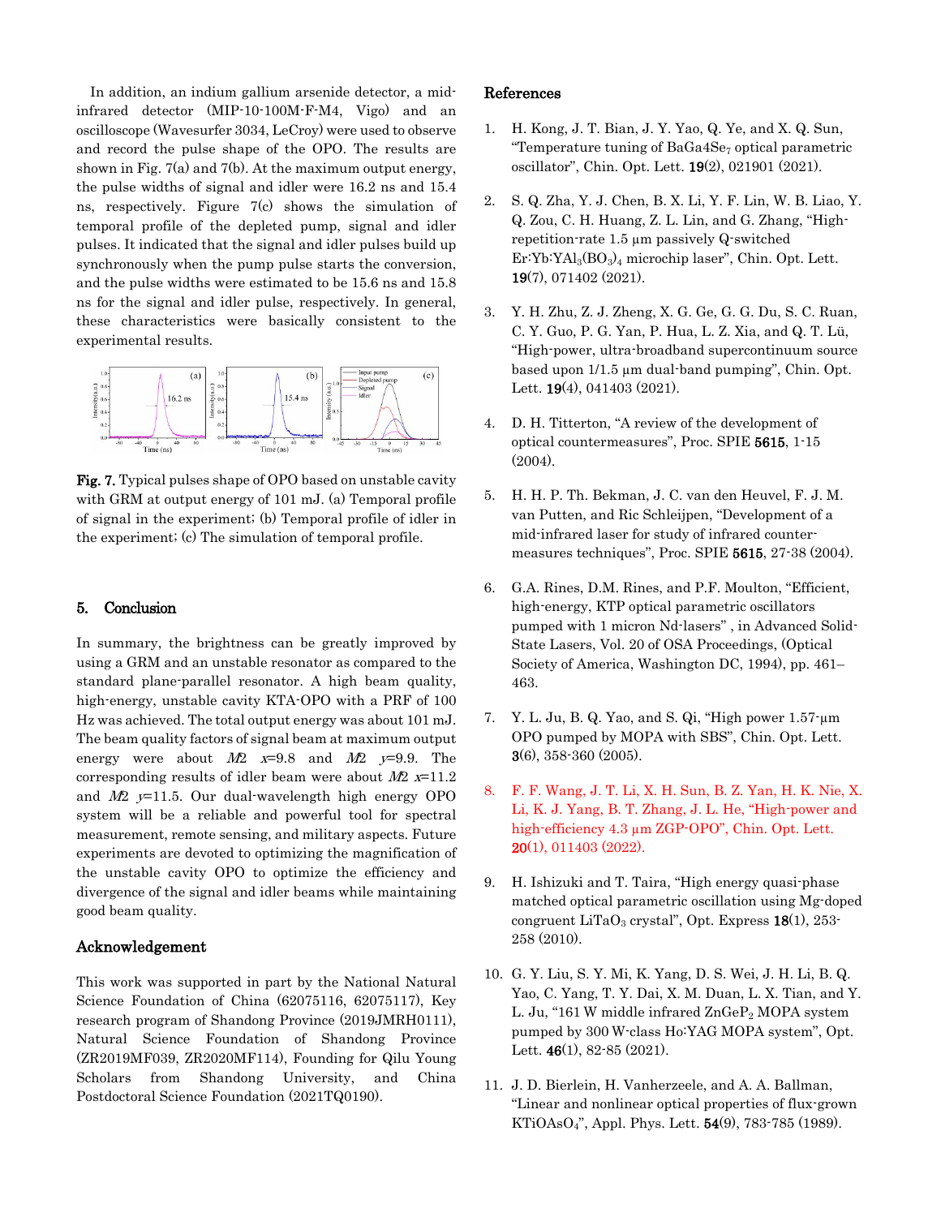In addition, an indium gallium arsenide detector, a mid-infrared detector (MIP-10-100M-F-M4, Vigo) and an oscilloscope (Wavesurfer 3034, LeCroy) were used to observe and record the pulse shape of the OPO. The results are shown in Fig. 7(a) and 7(b). At the maximum output energy, the pulse widths of signal and idler were 16.2 ns and 15.4 ns, respectively. Figure 7(c) shows the simulation of temporal profile of the depleted pump, signal and idler pulses. It indicated that the signal and idler pulses build up synchronously when the pump pulse starts the conversion, and the pulse widths were estimated to be 15.6 ns and 15.8 ns for the signal and idler pulse, respectively. In general, these characteristics were basically consistent to the experimental results.

**Fig. 7.** Typical pulses shape of OPO based on unstable cavity with GRM at output energy of 101 mJ. (a) Temporal profile of signal in the experiment; (b) Temporal profile of idler in the experiment; (c) The simulation of temporal profile.

## 5. Conclusion

In summary, the brightness can be greatly improved by using a GRM and an unstable resonator as compared to the standard plane-parallel resonator. A high beam quality, high-energy, unstable cavity KTA-OPO with a PRF of 100 Hz was achieved. The total output energy was about 101 mJ. The beam quality factors of signal beam at maximum output energy were about $M^2_x$=9.8 and $M^2_y$=9.9. The corresponding results of idler beam were about $M^2_x$=11.2 and $M^2_y$=11.5. Our dual-wavelength high energy OPO system will be a reliable and powerful tool for spectral measurement, remote sensing, and military aspects. Future experiments are devoted to optimizing the magnification of the unstable cavity OPO to optimize the efficiency and divergence of the signal and idler beams while maintaining good beam quality.

## Acknowledgement

This work was supported in part by the National Natural Science Foundation of China (62075116, 62075117), Key research program of Shandong Province (2019JMRH0111), Natural Science Foundation of Shandong Province (ZR2019MF039, ZR2020MF114), Founding for Qilu Young Scholars from Shandong University, and China Postdoctoral Science Foundation (2021TQ0190).

## References

1. H. Kong, J. T. Bian, J. Y. Yao, Q. Ye, and X. Q. Sun, "Temperature tuning of $BaGa4Se_7$ optical parametric oscillator", Chin. Opt. Lett. **19**(2), 021901 (2021).
2. S. Q. Zha, Y. J. Chen, B. X. Li, Y. F. Lin, W. B. Liao, Y. Q. Zou, C. H. Huang, Z. L. Lin, and G. Zhang, "High-repetition-rate 1.5 μm passively Q-switched $Er:Yb:YAl_3(BO_3)_4$ microchip laser", Chin. Opt. Lett. **19**(7), 071402 (2021).
3. Y. H. Zhu, Z. J. Zheng, X. G. Ge, G. G. Du, S. C. Ruan, C. Y. Guo, P. G. Yan, P. Hua, L. Z. Xia, and Q. T. Lü, "High-power, ultra-broadband supercontinuum source based upon 1/1.5 μm dual-band pumping", Chin. Opt. Lett. **19**(4), 041403 (2021).
4. D. H. Titterton, "A review of the development of optical countermeasures", Proc. SPIE **5615**, 1-15 (2004).
5. H. H. P. Th. Bekman, J. C. van den Heuvel, F. J. M. van Putten, and Ric Schleijpen, "Development of a mid-infrared laser for study of infrared counter-measures techniques", Proc. SPIE **5615**, 27-38 (2004).
6. G.A. Rines, D.M. Rines, and P.F. Moulton, "Efficient, high-energy, KTP optical parametric oscillators pumped with 1 micron Nd-lasers" , in Advanced Solid-State Lasers, Vol. 20 of OSA Proceedings, (Optical Society of America, Washington DC, 1994), pp. 461–463.
7. Y. L. Ju, B. Q. Yao, and S. Qi, "High power 1.57-μm OPO pumped by MOPA with SBS", Chin. Opt. Lett. **3**(6), 358-360 (2005).
8. F. F. Wang, J. T. Li, X. H. Sun, B. Z. Yan, H. K. Nie, X. Li, K. J. Yang, B. T. Zhang, J. L. He, "High-power and high-efficiency 4.3 μm ZGP-OPO", Chin. Opt. Lett. **20**(1), 011403 (2022).
9. H. Ishizuki and T. Taira, "High energy quasi-phase matched optical parametric oscillation using Mg-doped congruent $LiTaO_3$ crystal", Opt. Express **18**(1), 253-258 (2010).
10. G. Y. Liu, S. Y. Mi, K. Yang, D. S. Wei, J. H. Li, B. Q. Yao, C. Yang, T. Y. Dai, X. M. Duan, L. X. Tian, and Y. L. Ju, "161 W middle infrared $ZnGeP_2$ MOPA system pumped by 300 W-class Ho:YAG MOPA system", Opt. Lett. **46**(1), 82-85 (2021).
11. J. D. Bierlein, H. Vanherzeele, and A. A. Ballman, "Linear and nonlinear optical properties of flux-grown $KTiOAsO_4$", Appl. Phys. Lett. **54**(9), 783-785 (1989).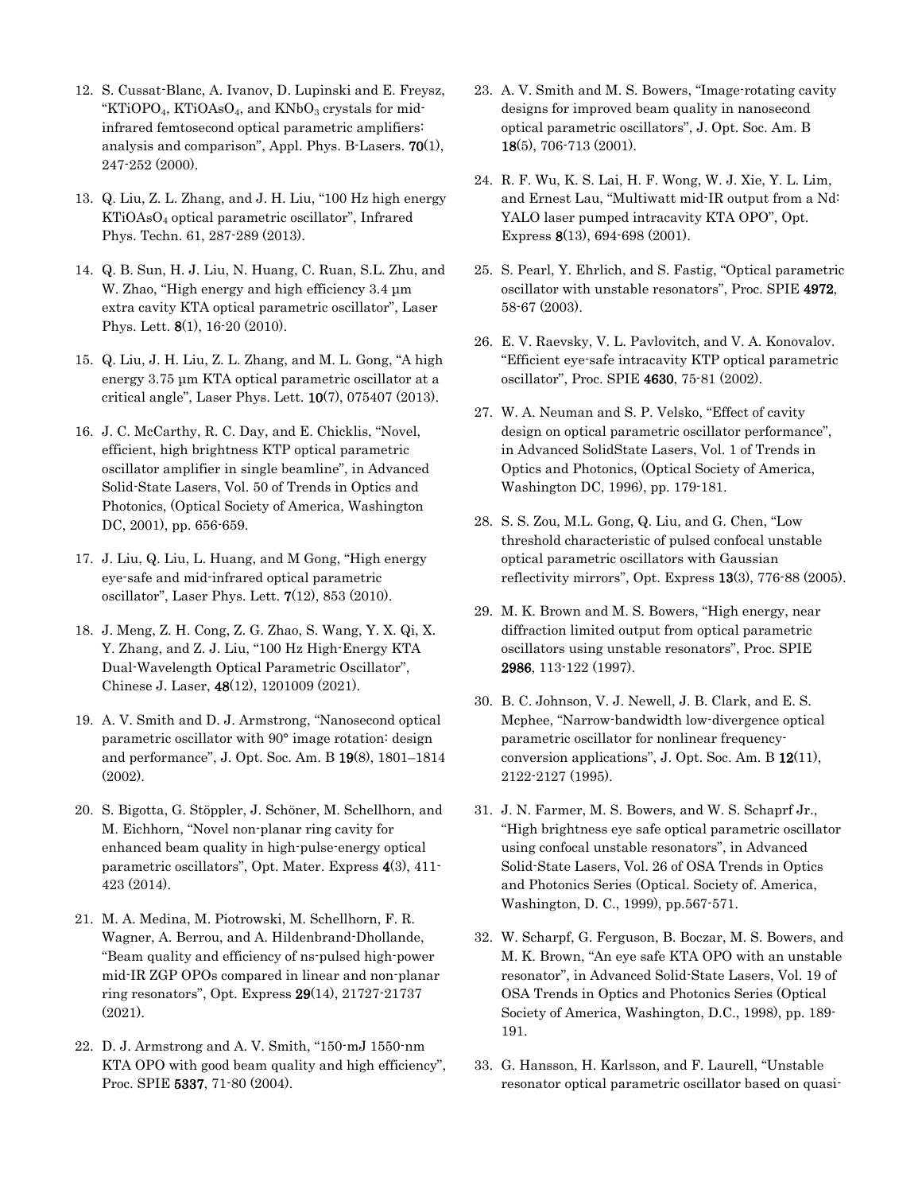12. S. Cussat-Blanc, A. Ivanov, D. Lupinski and E. Freysz, "$KTiOPO_4$, $KTiOAsO_4$, and $KNbO_3$ crystals for mid-infrared femtosecond optical parametric amplifiers: analysis and comparison", Appl. Phys. B-Lasers. **70**(1), 247-252 (2000).

13. Q. Liu, Z. L. Zhang, and J. H. Liu, "100 Hz high energy $KTiOAsO_4$ optical parametric oscillator", Infrared Phys. Techn. 61, 287-289 (2013).

14. Q. B. Sun, H. J. Liu, N. Huang, C. Ruan, S.L. Zhu, and W. Zhao, "High energy and high efficiency 3.4 μm extra cavity KTA optical parametric oscillator", Laser Phys. Lett. **8**(1), 16-20 (2010).

15. Q. Liu, J. H. Liu, Z. L. Zhang, and M. L. Gong, "A high energy 3.75 μm KTA optical parametric oscillator at a critical angle", Laser Phys. Lett. **10**(7), 075407 (2013).

16. J. C. McCarthy, R. C. Day, and E. Chicklis, "Novel, efficient, high brightness KTP optical parametric oscillator amplifier in single beamline", in Advanced Solid-State Lasers, Vol. 50 of Trends in Optics and Photonics, (Optical Society of America, Washington DC, 2001), pp. 656-659.

17. J. Liu, Q. Liu, L. Huang, and M Gong, "High energy eye-safe and mid-infrared optical parametric oscillator", Laser Phys. Lett. **7**(12), 853 (2010).

18. J. Meng, Z. H. Cong, Z. G. Zhao, S. Wang, Y. X. Qi, X. Y. Zhang, and Z. J. Liu, "100 Hz High-Energy KTA Dual-Wavelength Optical Parametric Oscillator", Chinese J. Laser, **48**(12), 1201009 (2021).

19. A. V. Smith and D. J. Armstrong, "Nanosecond optical parametric oscillator with 90° image rotation: design and performance", J. Opt. Soc. Am. B **19**(8), 1801–1814 (2002).

20. S. Bigotta, G. Stöppler, J. Schöner, M. Schellhorn, and M. Eichhorn, "Novel non-planar ring cavity for enhanced beam quality in high-pulse-energy optical parametric oscillators", Opt. Mater. Express **4**(3), 411-423 (2014).

21. M. A. Medina, M. Piotrowski, M. Schellhorn, F. R. Wagner, A. Berrou, and A. Hildenbrand-Dhollande, "Beam quality and efficiency of ns-pulsed high-power mid-IR ZGP OPOs compared in linear and non-planar ring resonators", Opt. Express **29**(14), 21727-21737 (2021).

22. D. J. Armstrong and A. V. Smith, "150-mJ 1550-nm KTA OPO with good beam quality and high efficiency", Proc. SPIE **5337**, 71-80 (2004).

23. A. V. Smith and M. S. Bowers, "Image-rotating cavity designs for improved beam quality in nanosecond optical parametric oscillators", J. Opt. Soc. Am. B **18**(5), 706-713 (2001).

24. R. F. Wu, K. S. Lai, H. F. Wong, W. J. Xie, Y. L. Lim, and Ernest Lau, "Multiwatt mid-IR output from a Nd: YALO laser pumped intracavity KTA OPO", Opt. Express **8**(13), 694-698 (2001).

25. S. Pearl, Y. Ehrlich, and S. Fastig, "Optical parametric oscillator with unstable resonators", Proc. SPIE **4972**, 58-67 (2003).

26. E. V. Raevsky, V. L. Pavlovitch, and V. A. Konovalov. "Efficient eye-safe intracavity KTP optical parametric oscillator", Proc. SPIE **4630**, 75-81 (2002).

27. W. A. Neuman and S. P. Velsko, "Effect of cavity design on optical parametric oscillator performance", in Advanced SolidState Lasers, Vol. 1 of Trends in Optics and Photonics, (Optical Society of America, Washington DC, 1996), pp. 179-181.

28. S. S. Zou, M.L. Gong, Q. Liu, and G. Chen, "Low threshold characteristic of pulsed confocal unstable optical parametric oscillators with Gaussian reflectivity mirrors", Opt. Express **13**(3), 776-88 (2005).

29. M. K. Brown and M. S. Bowers, "High energy, near diffraction limited output from optical parametric oscillators using unstable resonators", Proc. SPIE **2986**, 113-122 (1997).

30. B. C. Johnson, V. J. Newell, J. B. Clark, and E. S. Mcphee, "Narrow-bandwidth low-divergence optical parametric oscillator for nonlinear frequency-conversion applications", J. Opt. Soc. Am. B **12**(11), 2122-2127 (1995).

31. J. N. Farmer, M. S. Bowers, and W. S. Schaprf Jr., "High brightness eye safe optical parametric oscillator using confocal unstable resonators", in Advanced Solid-State Lasers, Vol. 26 of OSA Trends in Optics and Photonics Series (Optical. Society of. America, Washington, D. C., 1999), pp.567-571.

32. W. Scharpf, G. Ferguson, B. Boczar, M. S. Bowers, and M. K. Brown, "An eye safe KTA OPO with an unstable resonator", in Advanced Solid-State Lasers, Vol. 19 of OSA Trends in Optics and Photonics Series (Optical Society of America, Washington, D.C., 1998), pp. 189-191.

33. G. Hansson, H. Karlsson, and F. Laurell, "Unstable resonator optical parametric oscillator based on quasi-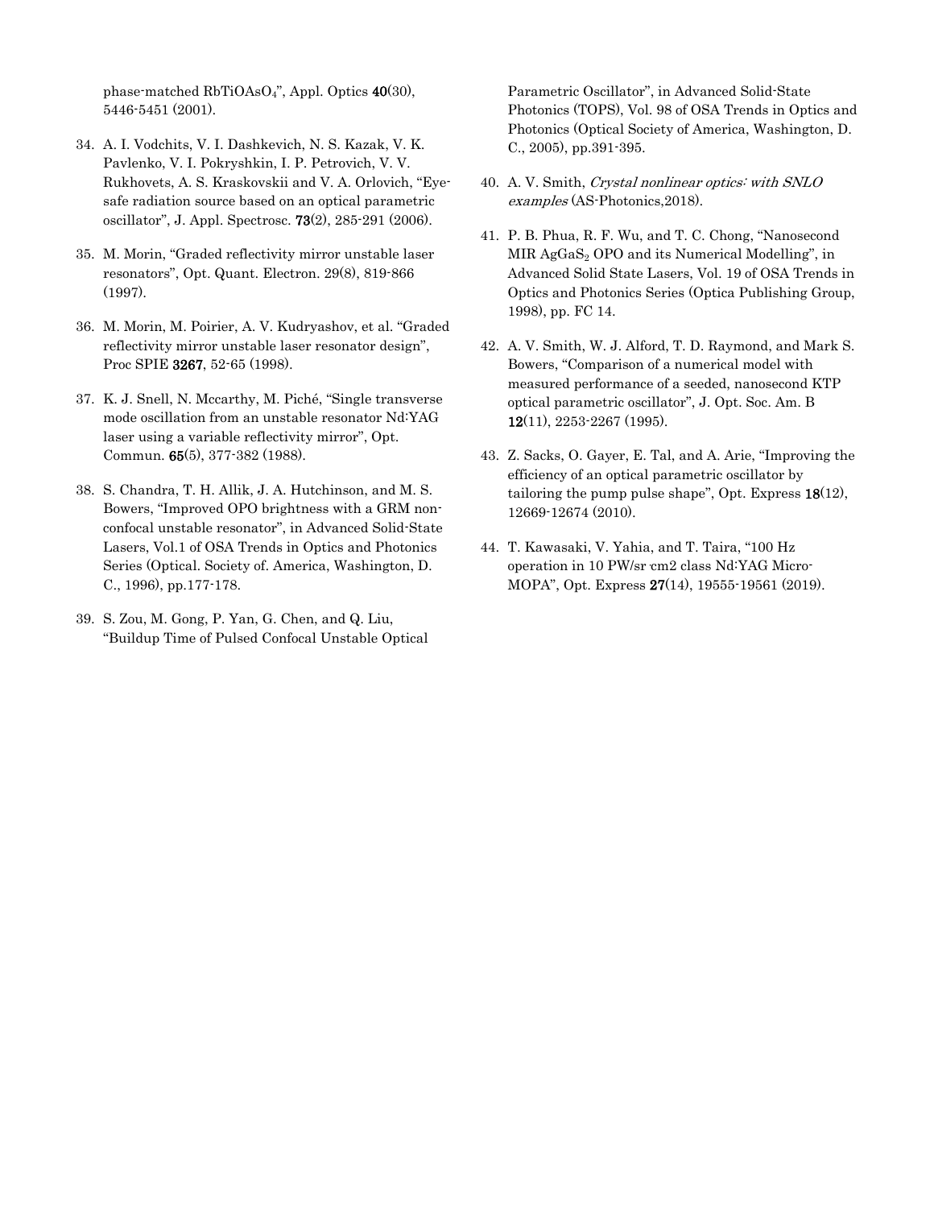phase-matched $RbTiOAsO_4$", Appl. Optics **40**(30), 5446-5451 (2001).

34. A. I. Vodchits, V. I. Dashkevich, N. S. Kazak, V. K. Pavlenko, V. I. Pokryshkin, I. P. Petrovich, V. V. Rukhovets, A. S. Kraskovskii and V. A. Orlovich, "Eye-safe radiation source based on an optical parametric oscillator", J. Appl. Spectrosc. **73**(2), 285-291 (2006).

35. M. Morin, "Graded reflectivity mirror unstable laser resonators", Opt. Quant. Electron. 29(8), 819-866 (1997).

36. M. Morin, M. Poirier, A. V. Kudryashov, et al. "Graded reflectivity mirror unstable laser resonator design", Proc SPIE **3267**, 52-65 (1998).

37. K. J. Snell, N. Mccarthy, M. Piché, "Single transverse mode oscillation from an unstable resonator Nd:YAG laser using a variable reflectivity mirror", Opt. Commun. **65**(5), 377-382 (1988).

38. S. Chandra, T. H. Allik, J. A. Hutchinson, and M. S. Bowers, "Improved OPO brightness with a GRM non-confocal unstable resonator", in Advanced Solid-State Lasers, Vol.1 of OSA Trends in Optics and Photonics Series (Optical. Society of. America, Washington, D. C., 1996), pp.177-178.

39. S. Zou, M. Gong, P. Yan, G. Chen, and Q. Liu, "Buildup Time of Pulsed Confocal Unstable Optical Parametric Oscillator", in Advanced Solid-State Photonics (TOPS), Vol. 98 of OSA Trends in Optics and Photonics (Optical Society of America, Washington, D. C., 2005), pp.391-395.

40. A. V. Smith, *Crystal nonlinear optics: with SNLO examples* (AS-Photonics,2018).

41. P. B. Phua, R. F. Wu, and T. C. Chong, "Nanosecond MIR $AgGaS_2$ OPO and its Numerical Modelling", in Advanced Solid State Lasers, Vol. 19 of OSA Trends in Optics and Photonics Series (Optica Publishing Group, 1998), pp. FC 14.

42. A. V. Smith, W. J. Alford, T. D. Raymond, and Mark S. Bowers, "Comparison of a numerical model with measured performance of a seeded, nanosecond KTP optical parametric oscillator", J. Opt. Soc. Am. B **12**(11), 2253-2267 (1995).

43. Z. Sacks, O. Gayer, E. Tal, and A. Arie, "Improving the efficiency of an optical parametric oscillator by tailoring the pump pulse shape", Opt. Express **18**(12), 12669-12674 (2010).

44. T. Kawasaki, V. Yahia, and T. Taira, "100 Hz operation in 10 PW/sr·cm2 class Nd:YAG Micro-MOPA", Opt. Express **27**(14), 19555-19561 (2019).